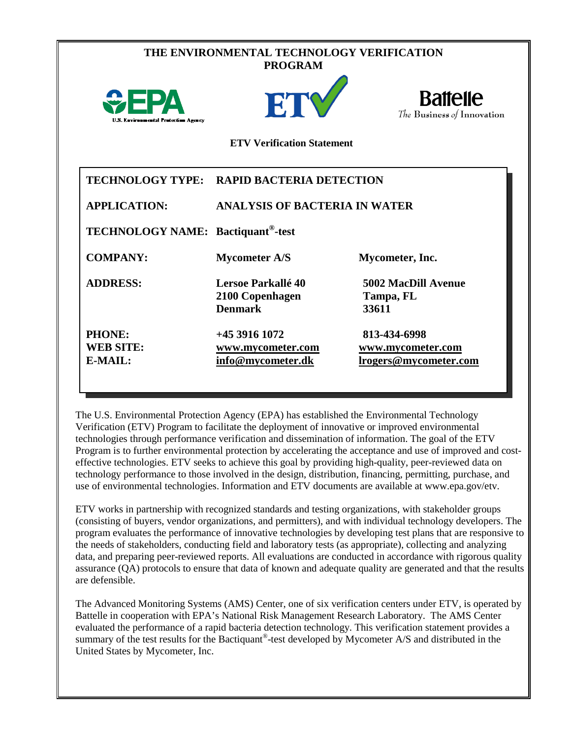# THE ENVIRONMENTAL TECHNOLOGY VERIFICATION PROGRAM

**ETV Verification Statement**

| | | |
|---|---|---|
| **TECHNOLOGY TYPE:** | **RAPID BACTERIA DETECTION** | |
| **APPLICATION:** | **ANALYSIS OF BACTERIA IN WATER** | |
| **TECHNOLOGY NAME:** | **Bactiquant®-test** | |
| **COMPANY:** | **Mycometer A/S** | **Mycometer, Inc.** |
| **ADDRESS:** | **Lersoe Parkallé 40**<br>**2100 Copenhagen**<br>**Denmark** | **5002 MacDill Avenue**<br>**Tampa, FL**<br>**33611** |
| **PHONE:** | **+45 3916 1072** | **813-434-6998** |
| **WEB SITE:** | **www.mycometer.com** | **www.mycometer.com** |
| **E-MAIL:** | **info@mycometer.dk** | **lrogers@mycometer.com** |

The U.S. Environmental Protection Agency (EPA) has established the Environmental Technology Verification (ETV) Program to facilitate the deployment of innovative or improved environmental technologies through performance verification and dissemination of information. The goal of the ETV Program is to further environmental protection by accelerating the acceptance and use of improved and cost-effective technologies. ETV seeks to achieve this goal by providing high-quality, peer-reviewed data on technology performance to those involved in the design, distribution, financing, permitting, purchase, and use of environmental technologies. Information and ETV documents are available at www.epa.gov/etv.

ETV works in partnership with recognized standards and testing organizations, with stakeholder groups (consisting of buyers, vendor organizations, and permitters), and with individual technology developers. The program evaluates the performance of innovative technologies by developing test plans that are responsive to the needs of stakeholders, conducting field and laboratory tests (as appropriate), collecting and analyzing data, and preparing peer-reviewed reports. All evaluations are conducted in accordance with rigorous quality assurance (QA) protocols to ensure that data of known and adequate quality are generated and that the results are defensible.

The Advanced Monitoring Systems (AMS) Center, one of six verification centers under ETV, is operated by Battelle in cooperation with EPA's National Risk Management Research Laboratory. The AMS Center evaluated the performance of a rapid bacteria detection technology. This verification statement provides a summary of the test results for the Bactiquant®-test developed by Mycometer A/S and distributed in the United States by Mycometer, Inc.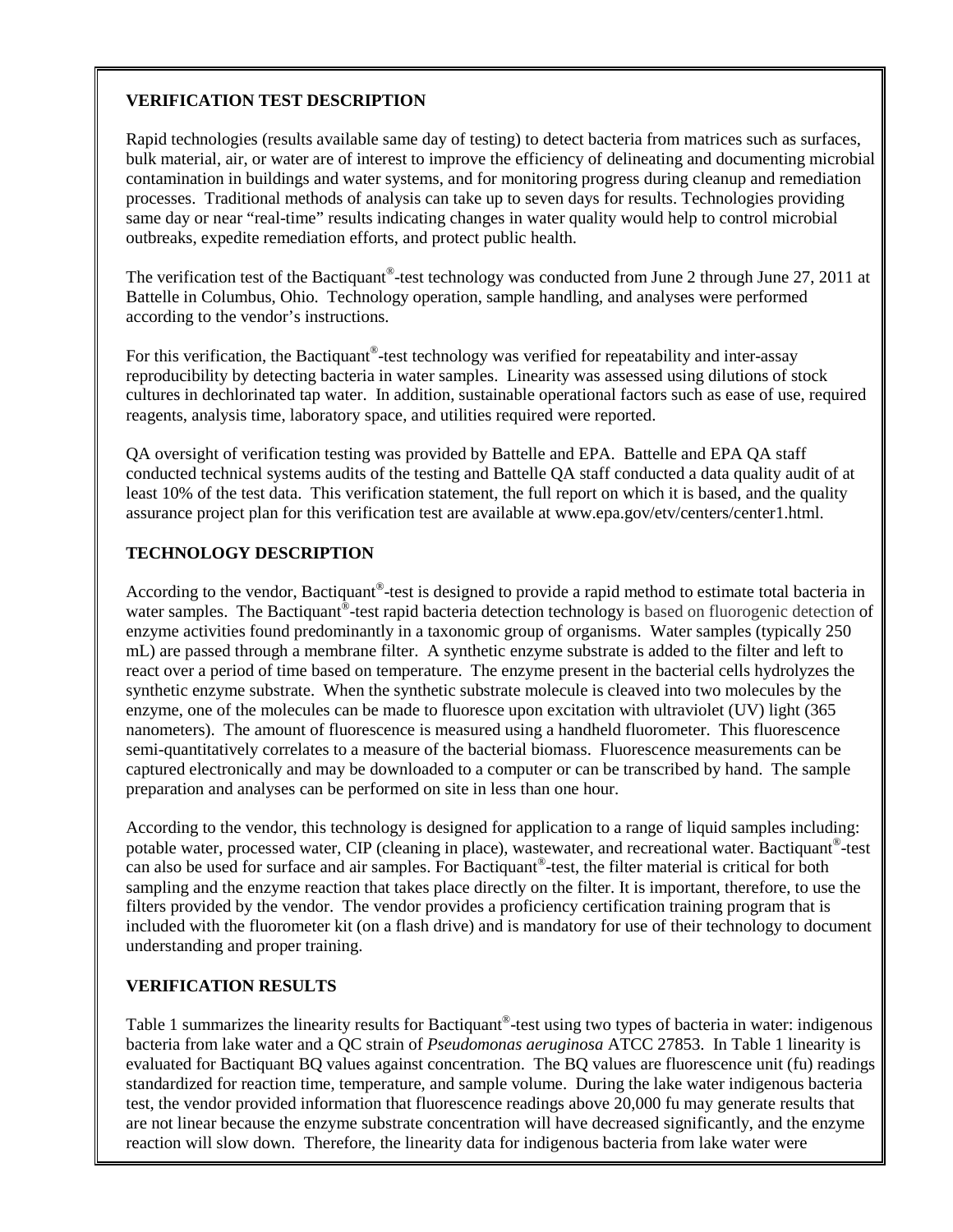### VERIFICATION TEST DESCRIPTION

Rapid technologies (results available same day of testing) to detect bacteria from matrices such as surfaces, bulk material, air, or water are of interest to improve the efficiency of delineating and documenting microbial contamination in buildings and water systems, and for monitoring progress during cleanup and remediation processes. Traditional methods of analysis can take up to seven days for results. Technologies providing same day or near "real-time" results indicating changes in water quality would help to control microbial outbreaks, expedite remediation efforts, and protect public health.

The verification test of the Bactiquant®-test technology was conducted from June 2 through June 27, 2011 at Battelle in Columbus, Ohio. Technology operation, sample handling, and analyses were performed according to the vendor's instructions.

For this verification, the Bactiquant®-test technology was verified for repeatability and inter-assay reproducibility by detecting bacteria in water samples. Linearity was assessed using dilutions of stock cultures in dechlorinated tap water. In addition, sustainable operational factors such as ease of use, required reagents, analysis time, laboratory space, and utilities required were reported.

QA oversight of verification testing was provided by Battelle and EPA. Battelle and EPA QA staff conducted technical systems audits of the testing and Battelle QA staff conducted a data quality audit of at least 10% of the test data. This verification statement, the full report on which it is based, and the quality assurance project plan for this verification test are available at www.epa.gov/etv/centers/center1.html.

### TECHNOLOGY DESCRIPTION

According to the vendor, Bactiquant®-test is designed to provide a rapid method to estimate total bacteria in water samples. The Bactiquant®-test rapid bacteria detection technology is based on fluorogenic detection of enzyme activities found predominantly in a taxonomic group of organisms. Water samples (typically 250 mL) are passed through a membrane filter. A synthetic enzyme substrate is added to the filter and left to react over a period of time based on temperature. The enzyme present in the bacterial cells hydrolyzes the synthetic enzyme substrate. When the synthetic substrate molecule is cleaved into two molecules by the enzyme, one of the molecules can be made to fluoresce upon excitation with ultraviolet (UV) light (365 nanometers). The amount of fluorescence is measured using a handheld fluorometer. This fluorescence semi-quantitatively correlates to a measure of the bacterial biomass. Fluorescence measurements can be captured electronically and may be downloaded to a computer or can be transcribed by hand. The sample preparation and analyses can be performed on site in less than one hour.

According to the vendor, this technology is designed for application to a range of liquid samples including: potable water, processed water, CIP (cleaning in place), wastewater, and recreational water. Bactiquant®-test can also be used for surface and air samples. For Bactiquant®-test, the filter material is critical for both sampling and the enzyme reaction that takes place directly on the filter. It is important, therefore, to use the filters provided by the vendor. The vendor provides a proficiency certification training program that is included with the fluorometer kit (on a flash drive) and is mandatory for use of their technology to document understanding and proper training.

### VERIFICATION RESULTS

Table 1 summarizes the linearity results for Bactiquant®-test using two types of bacteria in water: indigenous bacteria from lake water and a QC strain of *Pseudomonas aeruginosa* ATCC 27853. In Table 1 linearity is evaluated for Bactiquant BQ values against concentration. The BQ values are fluorescence unit (fu) readings standardized for reaction time, temperature, and sample volume. During the lake water indigenous bacteria test, the vendor provided information that fluorescence readings above 20,000 fu may generate results that are not linear because the enzyme substrate concentration will have decreased significantly, and the enzyme reaction will slow down. Therefore, the linearity data for indigenous bacteria from lake water were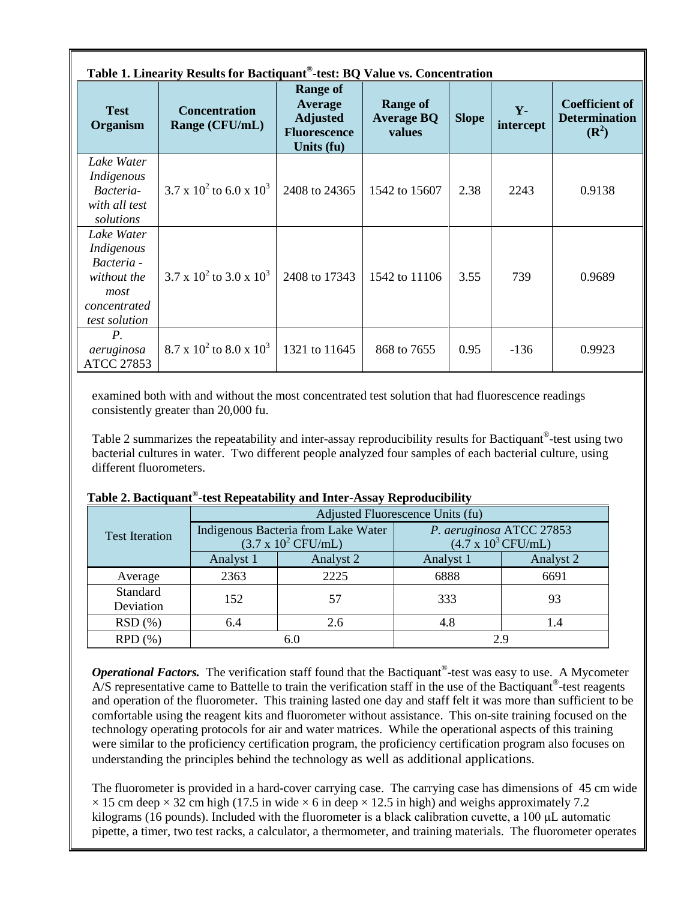**Table 1. Linearity Results for Bactiquant®-test: BQ Value vs. Concentration**

| Test Organism | Concentration Range (CFU/mL) | Range of Average Adjusted Fluorescence Units (fu) | Range of Average BQ values | Slope | Y-intercept | Coefficient of Determination ($R^2$) |
|---|---|---|---|---|---|---|
| *Lake Water Indigenous Bacteria- with all test solutions* | $3.7 \times 10^2$ to $6.0 \times 10^3$ | 2408 to 24365 | 1542 to 15607 | 2.38 | 2243 | 0.9138 |
| *Lake Water Indigenous Bacteria - without the most concentrated test solution* | $3.7 \times 10^2$ to $3.0 \times 10^3$ | 2408 to 17343 | 1542 to 11106 | 3.55 | 739 | 0.9689 |
| *P. aeruginosa* ATCC 27853 | $8.7 \times 10^2$ to $8.0 \times 10^3$ | 1321 to 11645 | 868 to 7655 | 0.95 | -136 | 0.9923 |

examined both with and without the most concentrated test solution that had fluorescence readings consistently greater than 20,000 fu.

Table 2 summarizes the repeatability and inter-assay reproducibility results for Bactiquant®-test using two bacterial cultures in water. Two different people analyzed four samples of each bacterial culture, using different fluorometers.

**Table 2. Bactiquant®-test Repeatability and Inter-Assay Reproducibility**

| Test Iteration | Adjusted Fluorescence Units (fu) | | | |
|---|---|---|---|---|
| | Indigenous Bacteria from Lake Water ($3.7 \times 10^2$ CFU/mL) | | *P. aeruginosa* ATCC 27853 ($4.7 \times 10^3$ CFU/mL) | |
| | Analyst 1 | Analyst 2 | Analyst 1 | Analyst 2 |
| Average | 2363 | 2225 | 6888 | 6691 |
| Standard Deviation | 152 | 57 | 333 | 93 |
| RSD (%) | 6.4 | 2.6 | 4.8 | 1.4 |
| RPD (%) | 6.0 | | 2.9 | |

***Operational Factors.*** The verification staff found that the Bactiquant®-test was easy to use. A Mycometer A/S representative came to Battelle to train the verification staff in the use of the Bactiquant®-test reagents and operation of the fluorometer. This training lasted one day and staff felt it was more than sufficient to be comfortable using the reagent kits and fluorometer without assistance. This on-site training focused on the technology operating protocols for air and water matrices. While the operational aspects of this training were similar to the proficiency certification program, the proficiency certification program also focuses on understanding the principles behind the technology as well as additional applications.

The fluorometer is provided in a hard-cover carrying case. The carrying case has dimensions of 45 cm wide × 15 cm deep × 32 cm high (17.5 in wide × 6 in deep × 12.5 in high) and weighs approximately 7.2 kilograms (16 pounds). Included with the fluorometer is a black calibration cuvette, a 100 µL automatic pipette, a timer, two test racks, a calculator, a thermometer, and training materials. The fluorometer operates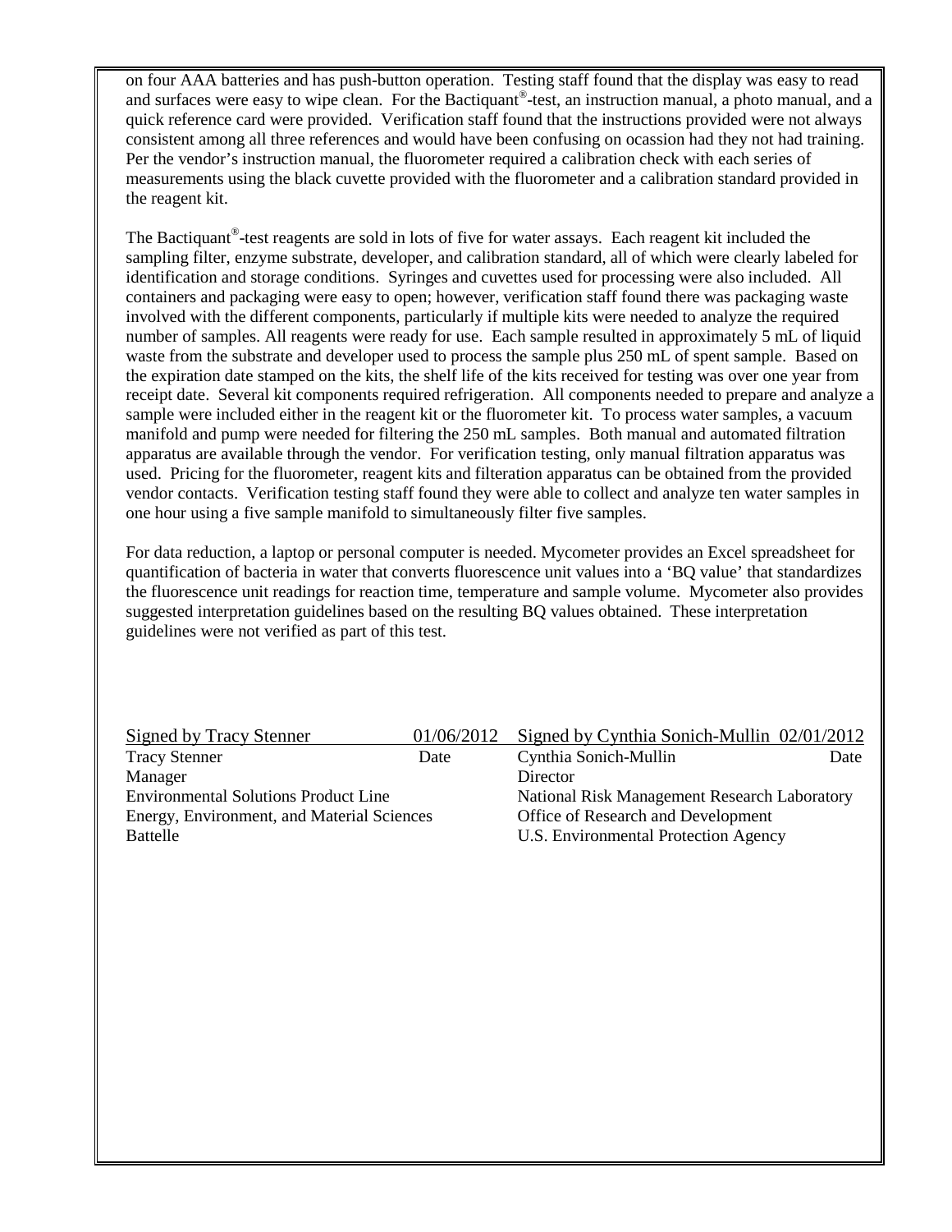on four AAA batteries and has push-button operation. Testing staff found that the display was easy to read and surfaces were easy to wipe clean. For the Bactiquant®-test, an instruction manual, a photo manual, and a quick reference card were provided. Verification staff found that the instructions provided were not always consistent among all three references and would have been confusing on ocassion had they not had training. Per the vendor's instruction manual, the fluorometer required a calibration check with each series of measurements using the black cuvette provided with the fluorometer and a calibration standard provided in the reagent kit.

The Bactiquant®-test reagents are sold in lots of five for water assays. Each reagent kit included the sampling filter, enzyme substrate, developer, and calibration standard, all of which were clearly labeled for identification and storage conditions. Syringes and cuvettes used for processing were also included. All containers and packaging were easy to open; however, verification staff found there was packaging waste involved with the different components, particularly if multiple kits were needed to analyze the required number of samples. All reagents were ready for use. Each sample resulted in approximately 5 mL of liquid waste from the substrate and developer used to process the sample plus 250 mL of spent sample. Based on the expiration date stamped on the kits, the shelf life of the kits received for testing was over one year from receipt date. Several kit components required refrigeration. All components needed to prepare and analyze a sample were included either in the reagent kit or the fluorometer kit. To process water samples, a vacuum manifold and pump were needed for filtering the 250 mL samples. Both manual and automated filtration apparatus are available through the vendor. For verification testing, only manual filtration apparatus was used. Pricing for the fluorometer, reagent kits and filteration apparatus can be obtained from the provided vendor contacts. Verification testing staff found they were able to collect and analyze ten water samples in one hour using a five sample manifold to simultaneously filter five samples.

For data reduction, a laptop or personal computer is needed. Mycometer provides an Excel spreadsheet for quantification of bacteria in water that converts fluorescence unit values into a 'BQ value' that standardizes the fluorescence unit readings for reaction time, temperature and sample volume. Mycometer also provides suggested interpretation guidelines based on the resulting BQ values obtained. These interpretation guidelines were not verified as part of this test.

Signed by Tracy Stenner 01/06/2012
Tracy Stenner — Date
Manager
Environmental Solutions Product Line
Energy, Environment, and Material Sciences
Battelle

Signed by Cynthia Sonich-Mullin 02/01/2012
Cynthia Sonich-Mullin — Date
Director
National Risk Management Research Laboratory
Office of Research and Development
U.S. Environmental Protection Agency